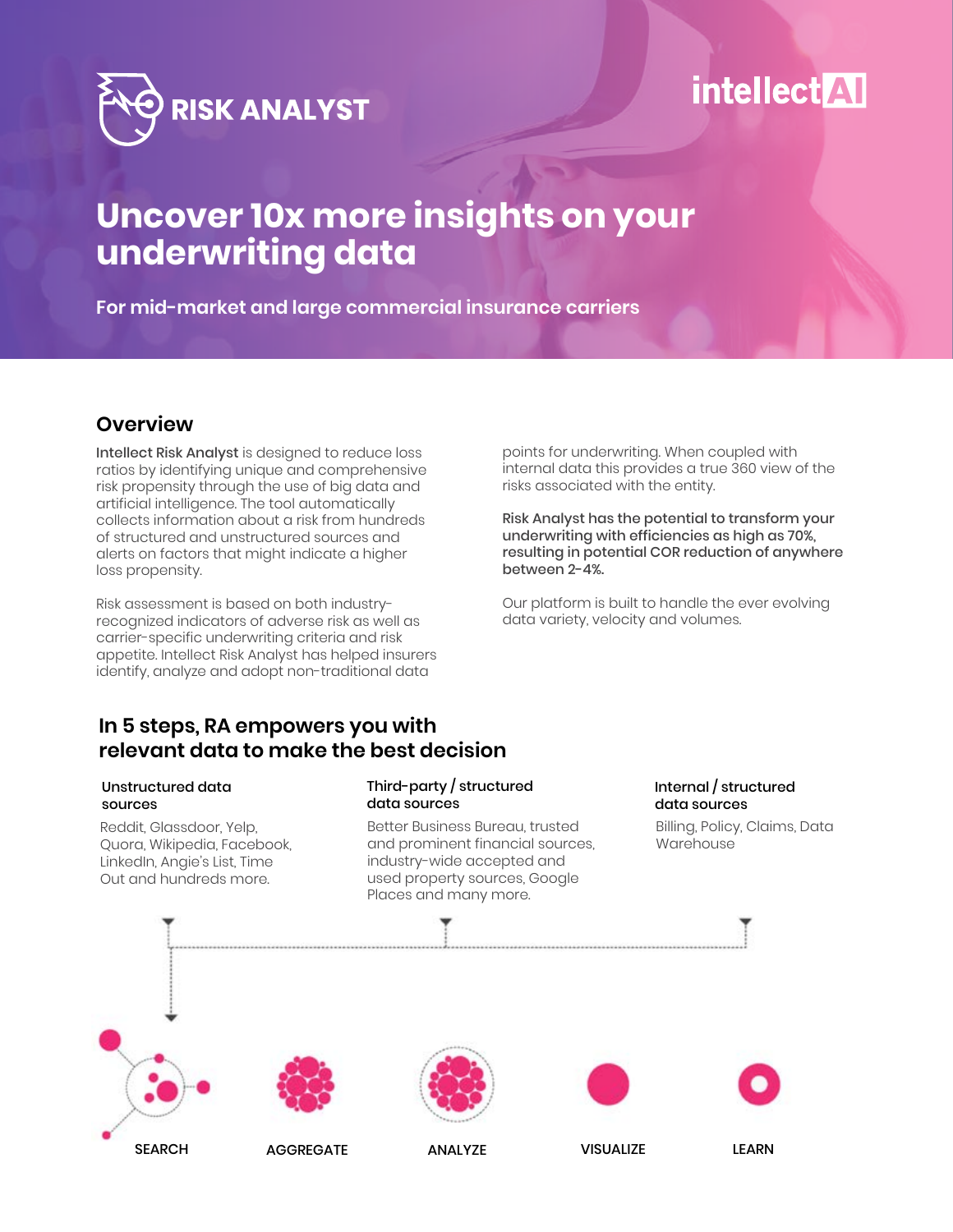RISK ANALYST

intellectAI

# Uncover 10x more insights on your underwriting data

**For mid-market and large commercial insurance carriers**

## Overview

Intellect Risk Analyst is designed to reduce loss ratios by identifying unique and comprehensive risk propensity through the use of big data and artificial intelligence. The tool automatically collects information about a risk from hundreds of structured and unstructured sources and alerts on factors that might indicate a higher loss propensity.

Risk assessment is based on both industry-recognized indicators of adverse risk as well as carrier-specific underwriting criteria and risk appetite. Intellect Risk Analyst has helped insurers identify, analyze and adopt non-traditional data points for underwriting. When coupled with internal data this provides a true 360 view of the risks associated with the entity.

**Risk Analyst has the potential to transform your underwriting with efficiencies as high as 70%, resulting in potential COR reduction of anywhere between 2-4%.**

Our platform is built to handle the ever evolving data variety, velocity and volumes.

## In 5 steps, RA empowers you with relevant data to make the best decision

**Unstructured data sources**

Reddit, Glassdoor, Yelp, Quora, Wikipedia, Facebook, LinkedIn, Angie's List, Time Out and hundreds more.

**Third-party / structured data sources**

Better Business Bureau, trusted and prominent financial sources, industry-wide accepted and used property sources, Google Places and many more.

**Internal / structured data sources**

Billing, Policy, Claims, Data Warehouse

SEARCH

AGGREGATE

ANALYZE

VISUALIZE

LEARN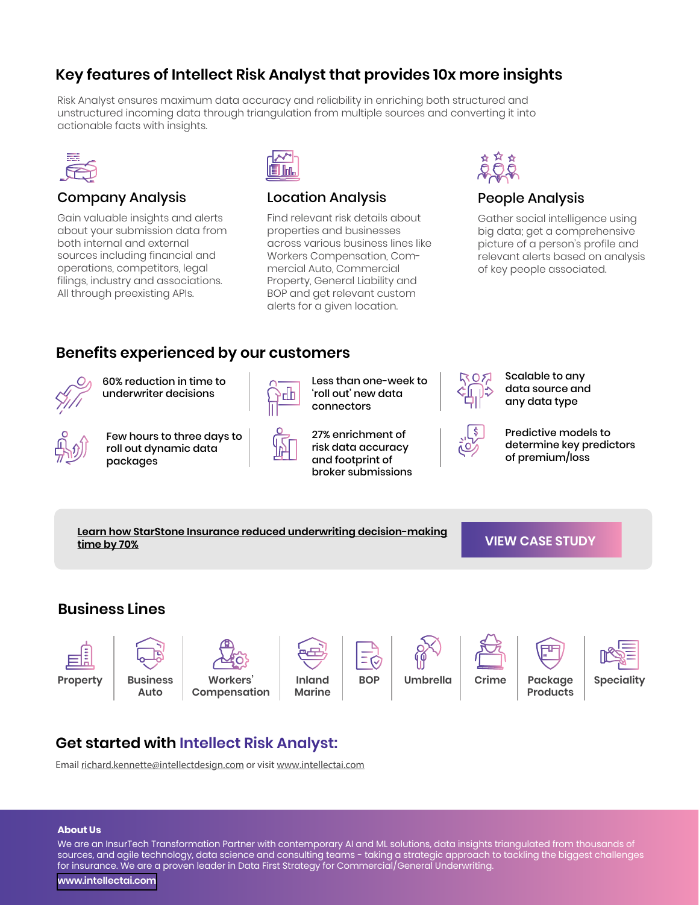## Key features of Intellect Risk Analyst that provides 10x more insights

Risk Analyst ensures maximum data accuracy and reliability in enriching both structured and unstructured incoming data through triangulation from multiple sources and converting it into actionable facts with insights.

### Company Analysis

Gain valuable insights and alerts about your submission data from both internal and external sources including financial and operations, competitors, legal filings, industry and associations. All through preexisting APIs.

### Location Analysis

Find relevant risk details about properties and businesses across various business lines like Workers Compensation, Commercial Auto, Commercial Property, General Liability and BOP and get relevant custom alerts for a given location.

### People Analysis

Gather social intelligence using big data; get a comprehensive picture of a person's profile and relevant alerts based on analysis of key people associated.

## Benefits experienced by our customers

- 60% reduction in time to underwriter decisions
- Less than one-week to 'roll out' new data connectors
- Scalable to any data source and any data type
- Few hours to three days to roll out dynamic data packages
- 27% enrichment of risk data accuracy and footprint of broker submissions
- Predictive models to determine key predictors of premium/loss

Learn how StarStone Insurance reduced underwriting decision-making time by 70%

VIEW CASE STUDY

## Business Lines

Property | Business Auto | Workers' Compensation | Inland Marine | BOP | Umbrella | Crime | Package Products | Speciality

## Get started with Intellect Risk Analyst:

Email richard.kennette@intellectdesign.com or visit www.intellectai.com

**About Us**

We are an InsurTech Transformation Partner with contemporary AI and ML solutions, data insights triangulated from thousands of sources, and agile technology, data science and consulting teams - taking a strategic approach to tackling the biggest challenges for insurance. We are a proven leader in Data First Strategy for Commercial/General Underwriting.

www.intellectai.com